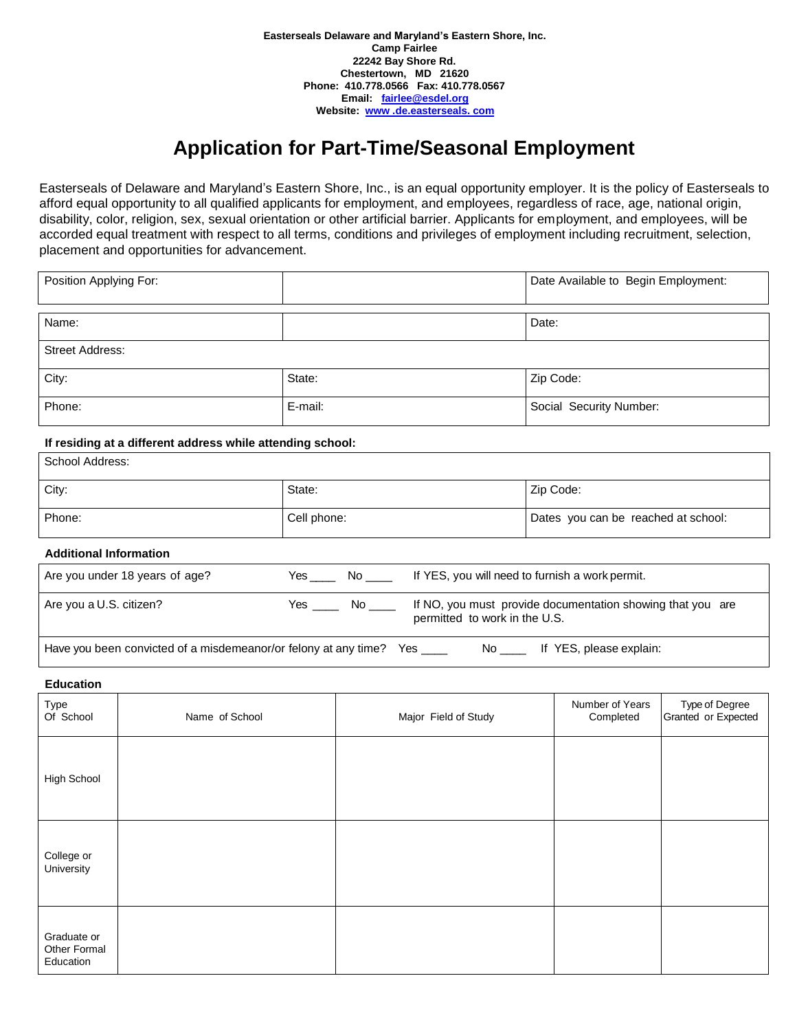**Easterseals Delaware and Maryland's Eastern Shore, Inc.**
**Camp Fairlee**
**22242 Bay Shore Rd.**
**Chestertown, MD 21620**
**Phone: 410.778.0566 Fax: 410.778.0567**
**Email: fairlee@esdel.org**
**Website: www .de.easterseals. com**

# Application for Part-Time/Seasonal Employment

Easterseals of Delaware and Maryland's Eastern Shore, Inc., is an equal opportunity employer. It is the policy of Easterseals to afford equal opportunity to all qualified applicants for employment, and employees, regardless of race, age, national origin, disability, color, religion, sex, sexual orientation or other artificial barrier. Applicants for employment, and employees, will be accorded equal treatment with respect to all terms, conditions and privileges of employment including recruitment, selection, placement and opportunities for advancement.

| Position Applying For: | | Date Available to Begin Employment: |
|---|---|---|

| Name: | | Date: |
|---|---|---|
| Street Address: | | |
| City: | State: | Zip Code: |
| Phone: | E-mail: | Social Security Number: |

**If residing at a different address while attending school:**

| School Address: | | |
|---|---|---|
| City: | State: | Zip Code: |
| Phone: | Cell phone: | Dates you can be reached at school: |

**Additional Information**

| Are you under 18 years of age? | Yes ____ No ____ | If YES, you will need to furnish a work permit. |
|---|---|---|
| Are you a U.S. citizen? | Yes ____ No ____ | If NO, you must provide documentation showing that you are permitted to work in the U.S. |
| Have you been convicted of a misdemeanor/or felony at any time? | Yes ____ No ____ | If YES, please explain: |

**Education**

| Type Of School | Name of School | Major Field of Study | Number of Years Completed | Type of Degree Granted or Expected |
|---|---|---|---|---|
| High School | | | | |
| College or University | | | | |
| Graduate or Other Formal Education | | | | |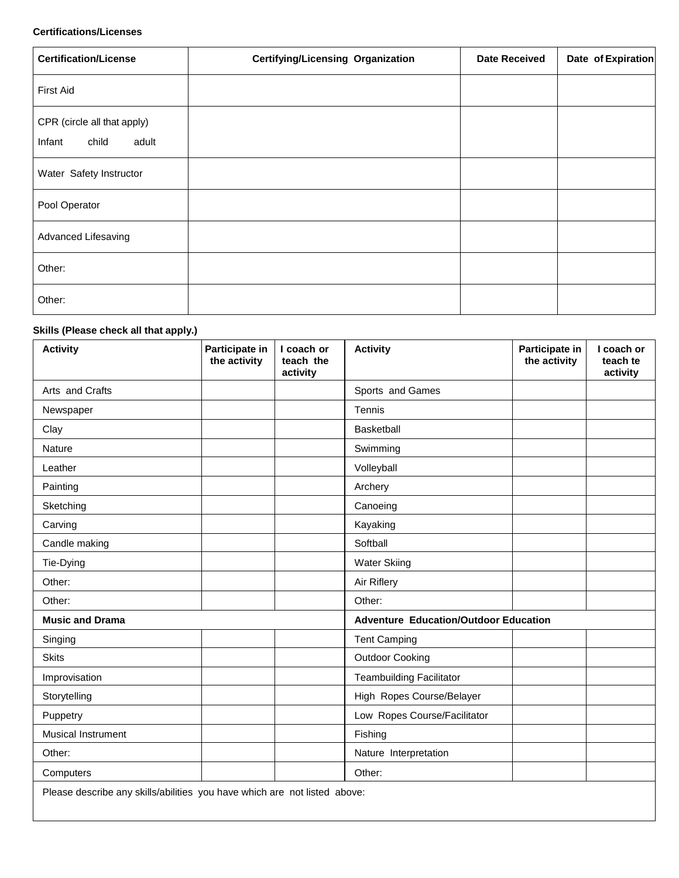**Certifications/Licenses**

| Certification/License | Certifying/Licensing Organization | Date Received | Date of Expiration |
|---|---|---|---|
| First Aid | | | |
| CPR (circle all that apply)<br>Infant child adult | | | |
| Water Safety Instructor | | | |
| Pool Operator | | | |
| Advanced Lifesaving | | | |
| Other: | | | |
| Other: | | | |

**Skills (Please check all that apply.)**

| Activity | Participate in the activity | I coach or teach the activity | Activity | Participate in the activity | I coach or teach te activity |
|---|---|---|---|---|---|
| Arts and Crafts | | | Sports and Games | | |
| Newspaper | | | Tennis | | |
| Clay | | | Basketball | | |
| Nature | | | Swimming | | |
| Leather | | | Volleyball | | |
| Painting | | | Archery | | |
| Sketching | | | Canoeing | | |
| Carving | | | Kayaking | | |
| Candle making | | | Softball | | |
| Tie-Dying | | | Water Skiing | | |
| Other: | | | Air Riflery | | |
| Other: | | | Other: | | |
| **Music and Drama** | | | **Adventure Education/Outdoor Education** | | |
| Singing | | | Tent Camping | | |
| Skits | | | Outdoor Cooking | | |
| Improvisation | | | Teambuilding Facilitator | | |
| Storytelling | | | High Ropes Course/Belayer | | |
| Puppetry | | | Low Ropes Course/Facilitator | | |
| Musical Instrument | | | Fishing | | |
| Other: | | | Nature Interpretation | | |
| Computers | | | Other: | | |

Please describe any skills/abilities you have which are not listed above: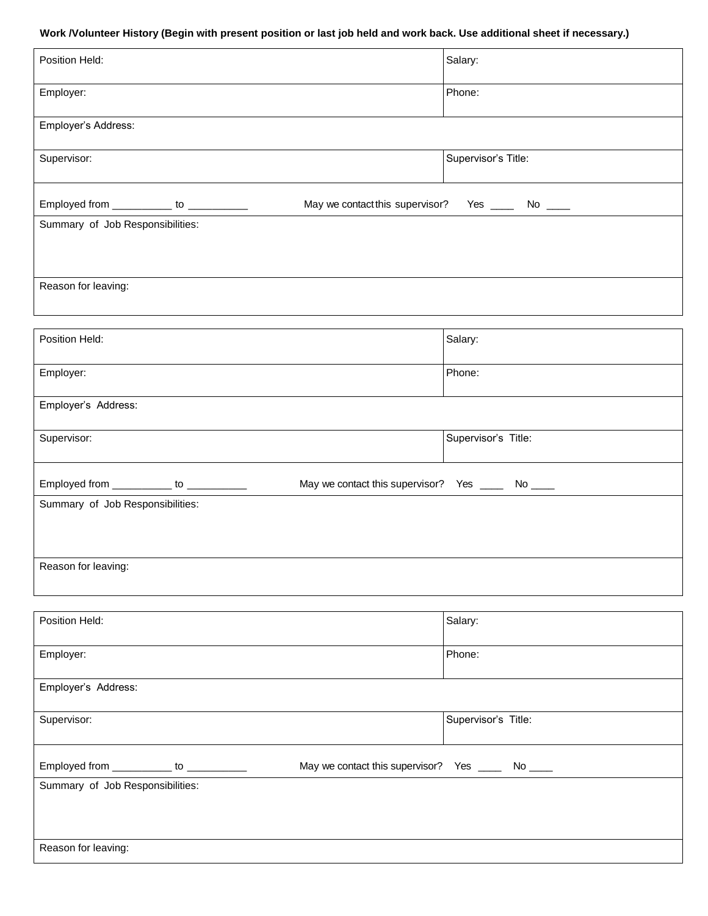**Work /Volunteer History (Begin with present position or last job held and work back. Use additional sheet if necessary.)**

| Position Held: | Salary: |
|---|---|
| Employer: | Phone: |
| Employer's Address: | |
| Supervisor: | Supervisor's Title: |
| Employed from __________ to __________ May we contact this supervisor? Yes ____ No ____ | |
| Summary of Job Responsibilities: | |
| Reason for leaving: | |

| Position Held: | Salary: |
|---|---|
| Employer: | Phone: |
| Employer's Address: | |
| Supervisor: | Supervisor's Title: |
| Employed from __________ to __________ May we contact this supervisor? Yes ____ No ____ | |
| Summary of Job Responsibilities: | |
| Reason for leaving: | |

| Position Held: | Salary: |
|---|---|
| Employer: | Phone: |
| Employer's Address: | |
| Supervisor: | Supervisor's Title: |
| Employed from __________ to __________ May we contact this supervisor? Yes ____ No ____ | |
| Summary of Job Responsibilities: | |
| Reason for leaving: | |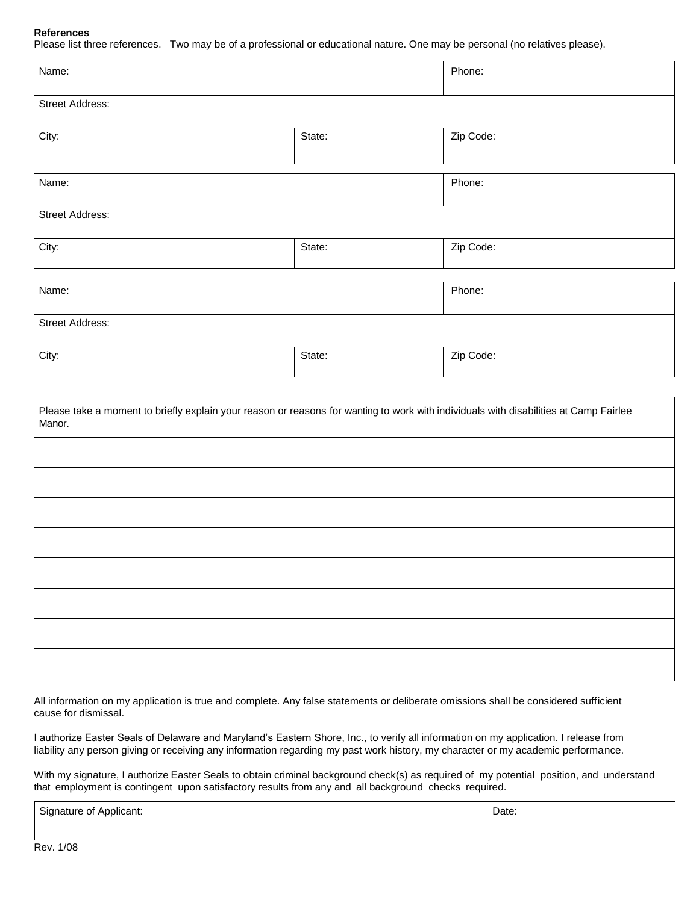**References**

Please list three references. Two may be of a professional or educational nature. One may be personal (no relatives please).

| Name: | | Phone: |
|---|---|---|
| Street Address: | | |
| City: | State: | Zip Code: |

| Name: | | Phone: |
|---|---|---|
| Street Address: | | |
| City: | State: | Zip Code: |

| Name: | | Phone: |
|---|---|---|
| Street Address: | | |
| City: | State: | Zip Code: |

| Please take a moment to briefly explain your reason or reasons for wanting to work with individuals with disabilities at Camp Fairlee Manor. |
|---|
| |
| |
| |
| |
| |
| |
| |
| |

All information on my application is true and complete. Any false statements or deliberate omissions shall be considered sufficient cause for dismissal.

I authorize Easter Seals of Delaware and Maryland's Eastern Shore, Inc., to verify all information on my application. I release from liability any person giving or receiving any information regarding my past work history, my character or my academic performance.

With my signature, I authorize Easter Seals to obtain criminal background check(s) as required of my potential position, and understand that employment is contingent upon satisfactory results from any and all background checks required.

| Signature of Applicant: | Date: |
|---|---|

Rev. 1/08